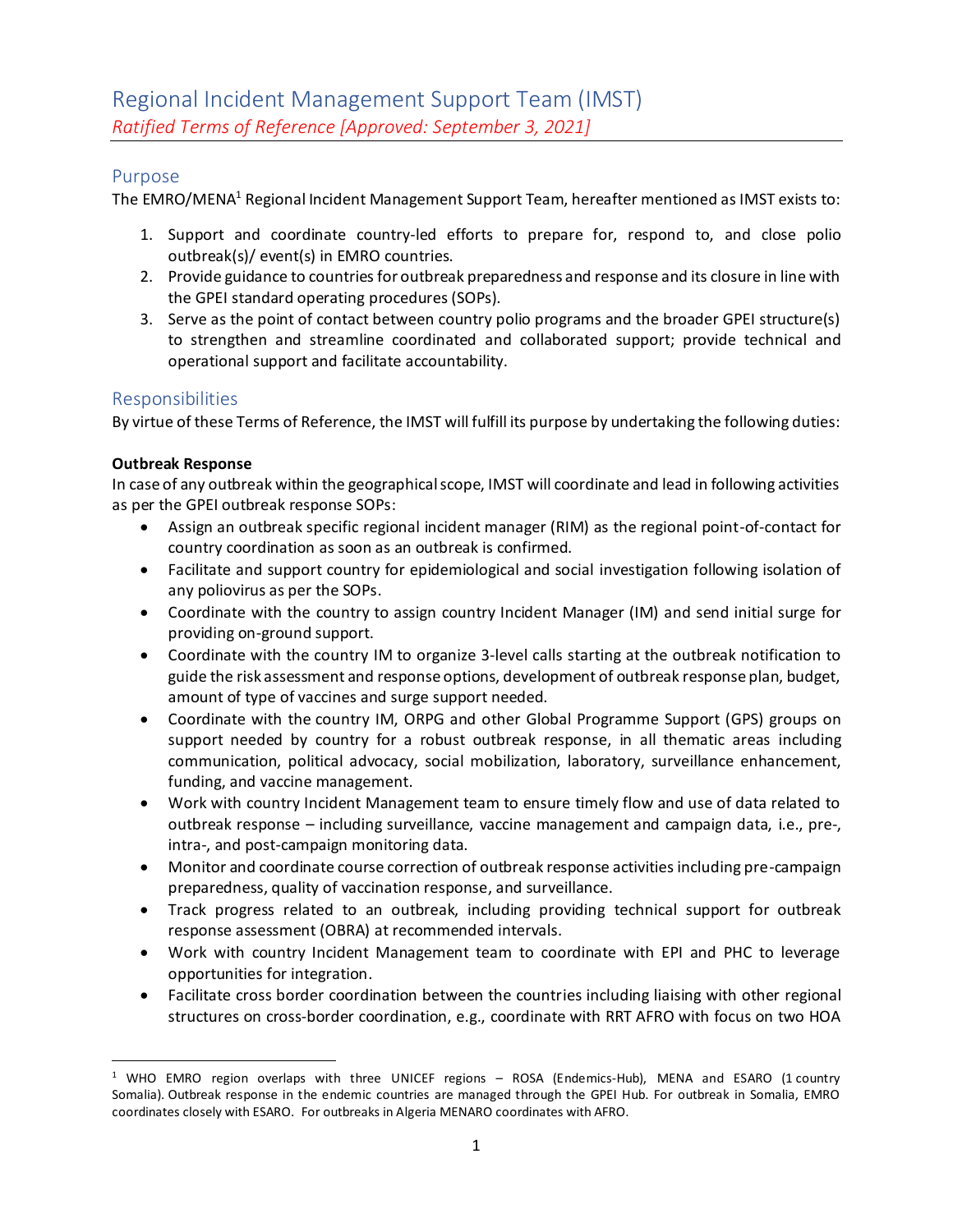# Regional Incident Management Support Team (IMST)

*Ratified Terms of Reference [Approved: September 3, 2021]*

## Purpose

The EMRO/MENA[1] Regional Incident Management Support Team, hereafter mentioned as IMST exists to:

1. Support and coordinate country-led efforts to prepare for, respond to, and close polio outbreak(s)/ event(s) in EMRO countries.
2. Provide guidance to countries for outbreak preparedness and response and its closure in line with the GPEI standard operating procedures (SOPs).
3. Serve as the point of contact between country polio programs and the broader GPEI structure(s) to strengthen and streamline coordinated and collaborated support; provide technical and operational support and facilitate accountability.

## Responsibilities

By virtue of these Terms of Reference, the IMST will fulfill its purpose by undertaking the following duties:

**Outbreak Response**

In case of any outbreak within the geographical scope, IMST will coordinate and lead in following activities as per the GPEI outbreak response SOPs:

- Assign an outbreak specific regional incident manager (RIM) as the regional point-of-contact for country coordination as soon as an outbreak is confirmed.
- Facilitate and support country for epidemiological and social investigation following isolation of any poliovirus as per the SOPs.
- Coordinate with the country to assign country Incident Manager (IM) and send initial surge for providing on-ground support.
- Coordinate with the country IM to organize 3-level calls starting at the outbreak notification to guide the risk assessment and response options, development of outbreak response plan, budget, amount of type of vaccines and surge support needed.
- Coordinate with the country IM, ORPG and other Global Programme Support (GPS) groups on support needed by country for a robust outbreak response, in all thematic areas including communication, political advocacy, social mobilization, laboratory, surveillance enhancement, funding, and vaccine management.
- Work with country Incident Management team to ensure timely flow and use of data related to outbreak response – including surveillance, vaccine management and campaign data, i.e., pre-, intra-, and post-campaign monitoring data.
- Monitor and coordinate course correction of outbreak response activities including pre-campaign preparedness, quality of vaccination response, and surveillance.
- Track progress related to an outbreak, including providing technical support for outbreak response assessment (OBRA) at recommended intervals.
- Work with country Incident Management team to coordinate with EPI and PHC to leverage opportunities for integration.
- Facilitate cross border coordination between the countries including liaising with other regional structures on cross-border coordination, e.g., coordinate with RRT AFRO with focus on two HOA

[1] WHO EMRO region overlaps with three UNICEF regions – ROSA (Endemics-Hub), MENA and ESARO (1 country Somalia). Outbreak response in the endemic countries are managed through the GPEI Hub. For outbreak in Somalia, EMRO coordinates closely with ESARO. For outbreaks in Algeria MENARO coordinates with AFRO.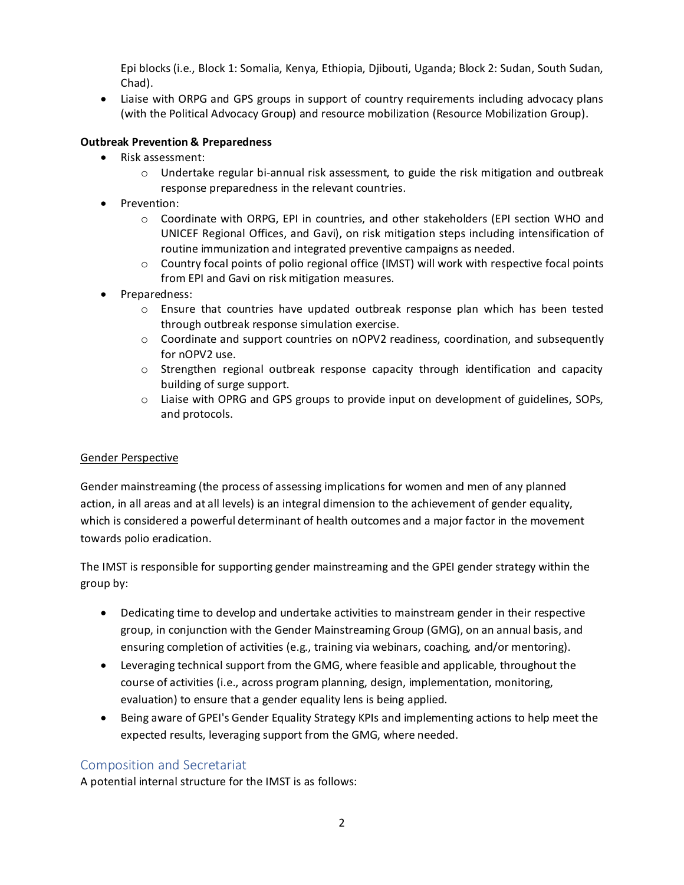Epi blocks (i.e., Block 1: Somalia, Kenya, Ethiopia, Djibouti, Uganda; Block 2: Sudan, South Sudan, Chad).
- Liaise with ORPG and GPS groups in support of country requirements including advocacy plans (with the Political Advocacy Group) and resource mobilization (Resource Mobilization Group).

**Outbreak Prevention & Preparedness**

- Risk assessment:
  - Undertake regular bi-annual risk assessment, to guide the risk mitigation and outbreak response preparedness in the relevant countries.
- Prevention:
  - Coordinate with ORPG, EPI in countries, and other stakeholders (EPI section WHO and UNICEF Regional Offices, and Gavi), on risk mitigation steps including intensification of routine immunization and integrated preventive campaigns as needed.
  - Country focal points of polio regional office (IMST) will work with respective focal points from EPI and Gavi on risk mitigation measures.
- Preparedness:
  - Ensure that countries have updated outbreak response plan which has been tested through outbreak response simulation exercise.
  - Coordinate and support countries on nOPV2 readiness, coordination, and subsequently for nOPV2 use.
  - Strengthen regional outbreak response capacity through identification and capacity building of surge support.
  - Liaise with OPRG and GPS groups to provide input on development of guidelines, SOPs, and protocols.

Gender Perspective

Gender mainstreaming (the process of assessing implications for women and men of any planned action, in all areas and at all levels) is an integral dimension to the achievement of gender equality, which is considered a powerful determinant of health outcomes and a major factor in the movement towards polio eradication.

The IMST is responsible for supporting gender mainstreaming and the GPEI gender strategy within the group by:

- Dedicating time to develop and undertake activities to mainstream gender in their respective group, in conjunction with the Gender Mainstreaming Group (GMG), on an annual basis, and ensuring completion of activities (e.g., training via webinars, coaching, and/or mentoring).
- Leveraging technical support from the GMG, where feasible and applicable, throughout the course of activities (i.e., across program planning, design, implementation, monitoring, evaluation) to ensure that a gender equality lens is being applied.
- Being aware of GPEI's Gender Equality Strategy KPIs and implementing actions to help meet the expected results, leveraging support from the GMG, where needed.

## Composition and Secretariat

A potential internal structure for the IMST is as follows: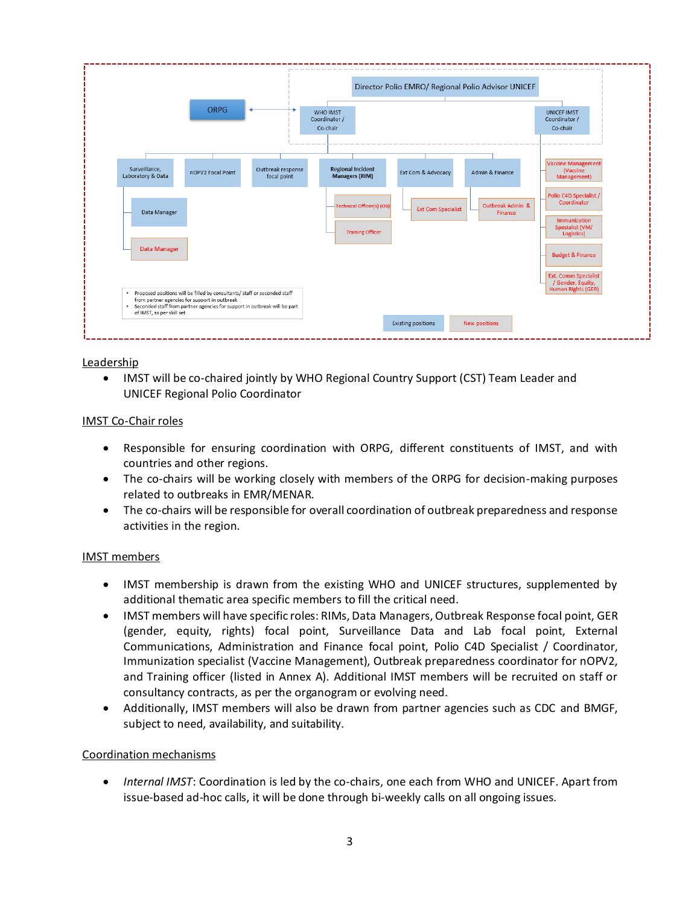Director Polio EMRO/ Regional Polio Advisor UNICEF

ORPG

WHO IMST Coordinator / Co-chair

UNICEF IMST Coordinator / Co-chair

Surveillance, Laboratory & Data

nOPV2 Focal Point

Outbreak response focal point

Regional Incident Managers (RIM)

Ext Com & Advocacy

Admin & Finance

Vaccine Management (Vaccine Management)

Data Manager

Technical Officer(s) (OB)

Ext Com Specialist

Outbreak Admin & Finance

Polio C4D Specialist / Coordinator

Immunization Specialist (VM/ Logistics)

Data Manager

Training Officer

Budget & Finance

Ext. Comm Specialist / Gender, Equity, Human Rights (GER)

- Proposed positions will be filled by consultants/ staff or seconded staff from partner agencies for support in outbreak
- Seconded staff from partner agencies for support in outbreak will be part of IMST, as per skill set

Existing positions | New positions

## Leadership

- IMST will be co-chaired jointly by WHO Regional Country Support (CST) Team Leader and UNICEF Regional Polio Coordinator

## IMST Co-Chair roles

- Responsible for ensuring coordination with ORPG, different constituents of IMST, and with countries and other regions.
- The co-chairs will be working closely with members of the ORPG for decision-making purposes related to outbreaks in EMR/MENAR.
- The co-chairs will be responsible for overall coordination of outbreak preparedness and response activities in the region.

## IMST members

- IMST membership is drawn from the existing WHO and UNICEF structures, supplemented by additional thematic area specific members to fill the critical need.
- IMST members will have specific roles: RIMs, Data Managers, Outbreak Response focal point, GER (gender, equity, rights) focal point, Surveillance Data and Lab focal point, External Communications, Administration and Finance focal point, Polio C4D Specialist / Coordinator, Immunization specialist (Vaccine Management), Outbreak preparedness coordinator for nOPV2, and Training officer (listed in Annex A). Additional IMST members will be recruited on staff or consultancy contracts, as per the organogram or evolving need.
- Additionally, IMST members will also be drawn from partner agencies such as CDC and BMGF, subject to need, availability, and suitability.

## Coordination mechanisms

- *Internal IMST*: Coordination is led by the co-chairs, one each from WHO and UNICEF. Apart from issue-based ad-hoc calls, it will be done through bi-weekly calls on all ongoing issues.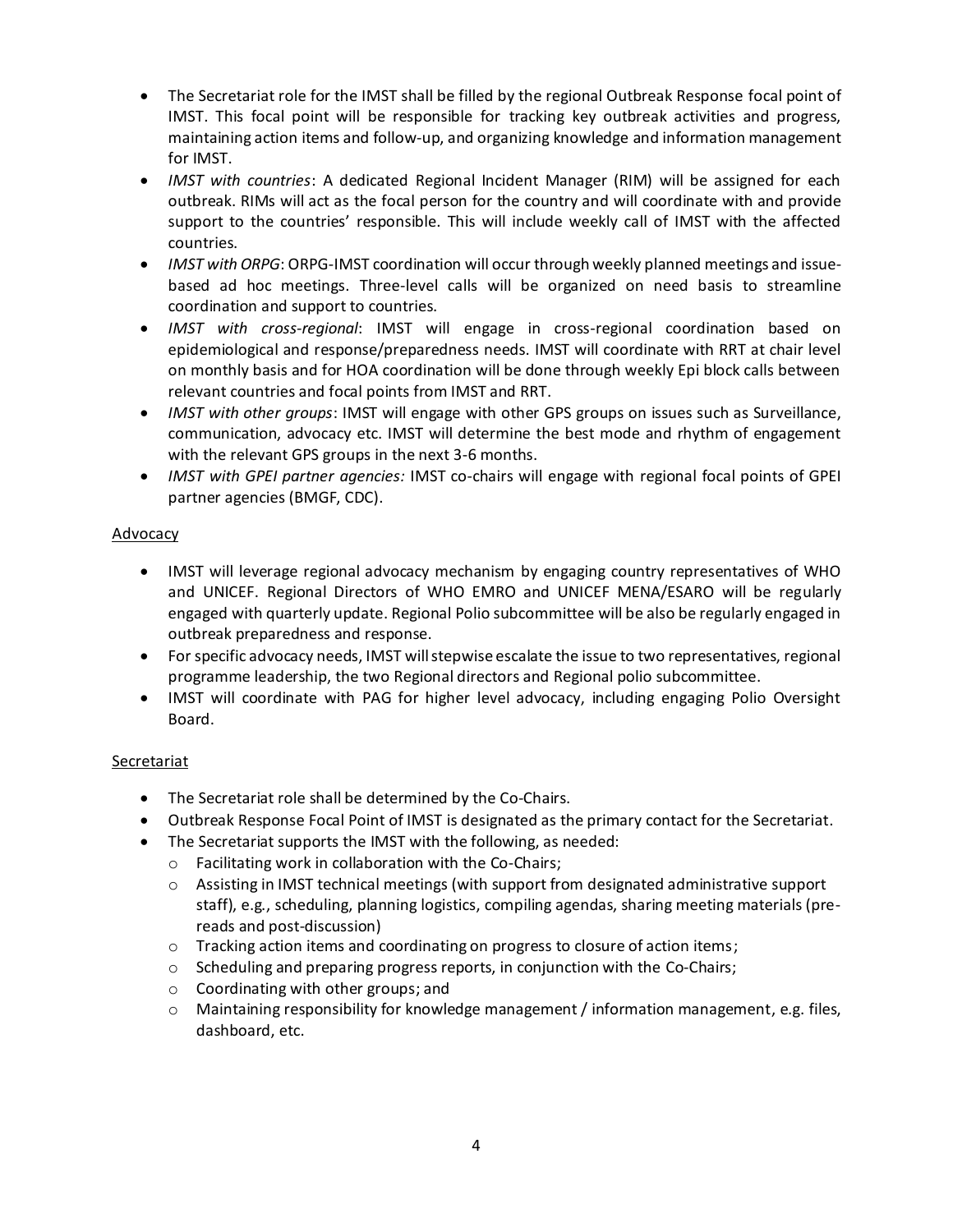- The Secretariat role for the IMST shall be filled by the regional Outbreak Response focal point of IMST. This focal point will be responsible for tracking key outbreak activities and progress, maintaining action items and follow-up, and organizing knowledge and information management for IMST.
- *IMST with countries*: A dedicated Regional Incident Manager (RIM) will be assigned for each outbreak. RIMs will act as the focal person for the country and will coordinate with and provide support to the countries' responsible. This will include weekly call of IMST with the affected countries.
- *IMST with ORPG*: ORPG-IMST coordination will occur through weekly planned meetings and issue-based ad hoc meetings. Three-level calls will be organized on need basis to streamline coordination and support to countries.
- *IMST with cross-regional*: IMST will engage in cross-regional coordination based on epidemiological and response/preparedness needs. IMST will coordinate with RRT at chair level on monthly basis and for HOA coordination will be done through weekly Epi block calls between relevant countries and focal points from IMST and RRT.
- *IMST with other groups*: IMST will engage with other GPS groups on issues such as Surveillance, communication, advocacy etc. IMST will determine the best mode and rhythm of engagement with the relevant GPS groups in the next 3-6 months.
- *IMST with GPEI partner agencies:* IMST co-chairs will engage with regional focal points of GPEI partner agencies (BMGF, CDC).

<u>Advocacy</u>

- IMST will leverage regional advocacy mechanism by engaging country representatives of WHO and UNICEF. Regional Directors of WHO EMRO and UNICEF MENA/ESARO will be regularly engaged with quarterly update. Regional Polio subcommittee will be also be regularly engaged in outbreak preparedness and response.
- For specific advocacy needs, IMST will stepwise escalate the issue to two representatives, regional programme leadership, the two Regional directors and Regional polio subcommittee.
- IMST will coordinate with PAG for higher level advocacy, including engaging Polio Oversight Board.

<u>Secretariat</u>

- The Secretariat role shall be determined by the Co-Chairs.
- Outbreak Response Focal Point of IMST is designated as the primary contact for the Secretariat.
- The Secretariat supports the IMST with the following, as needed:
  - Facilitating work in collaboration with the Co-Chairs;
  - Assisting in IMST technical meetings (with support from designated administrative support staff), e.g., scheduling, planning logistics, compiling agendas, sharing meeting materials (pre-reads and post-discussion)
  - Tracking action items and coordinating on progress to closure of action items;
  - Scheduling and preparing progress reports, in conjunction with the Co-Chairs;
  - Coordinating with other groups; and
  - Maintaining responsibility for knowledge management / information management, e.g. files, dashboard, etc.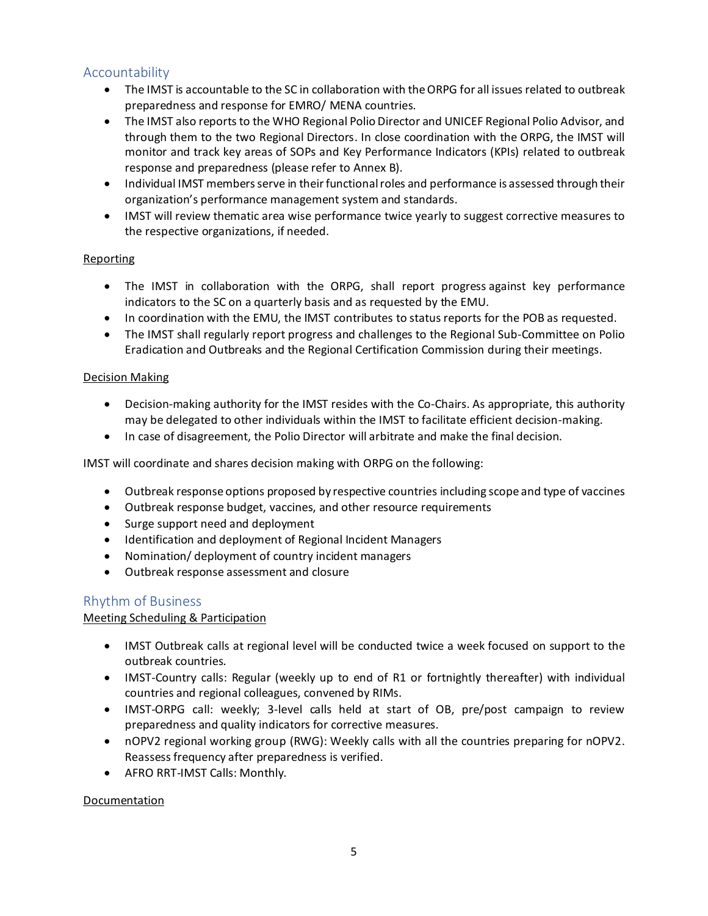## Accountability

- The IMST is accountable to the SC in collaboration with the ORPG for all issues related to outbreak preparedness and response for EMRO/ MENA countries.
- The IMST also reports to the WHO Regional Polio Director and UNICEF Regional Polio Advisor, and through them to the two Regional Directors. In close coordination with the ORPG, the IMST will monitor and track key areas of SOPs and Key Performance Indicators (KPIs) related to outbreak response and preparedness (please refer to Annex B).
- Individual IMST members serve in their functional roles and performance is assessed through their organization's performance management system and standards.
- IMST will review thematic area wise performance twice yearly to suggest corrective measures to the respective organizations, if needed.

### Reporting

- The IMST in collaboration with the ORPG, shall report progress against key performance indicators to the SC on a quarterly basis and as requested by the EMU.
- In coordination with the EMU, the IMST contributes to status reports for the POB as requested.
- The IMST shall regularly report progress and challenges to the Regional Sub-Committee on Polio Eradication and Outbreaks and the Regional Certification Commission during their meetings.

### Decision Making

- Decision-making authority for the IMST resides with the Co-Chairs. As appropriate, this authority may be delegated to other individuals within the IMST to facilitate efficient decision-making.
- In case of disagreement, the Polio Director will arbitrate and make the final decision.

IMST will coordinate and shares decision making with ORPG on the following:

- Outbreak response options proposed by respective countries including scope and type of vaccines
- Outbreak response budget, vaccines, and other resource requirements
- Surge support need and deployment
- Identification and deployment of Regional Incident Managers
- Nomination/ deployment of country incident managers
- Outbreak response assessment and closure

## Rhythm of Business

### Meeting Scheduling & Participation

- IMST Outbreak calls at regional level will be conducted twice a week focused on support to the outbreak countries.
- IMST-Country calls: Regular (weekly up to end of R1 or fortnightly thereafter) with individual countries and regional colleagues, convened by RIMs.
- IMST-ORPG call: weekly; 3-level calls held at start of OB, pre/post campaign to review preparedness and quality indicators for corrective measures.
- nOPV2 regional working group (RWG): Weekly calls with all the countries preparing for nOPV2. Reassess frequency after preparedness is verified.
- AFRO RRT-IMST Calls: Monthly.

### Documentation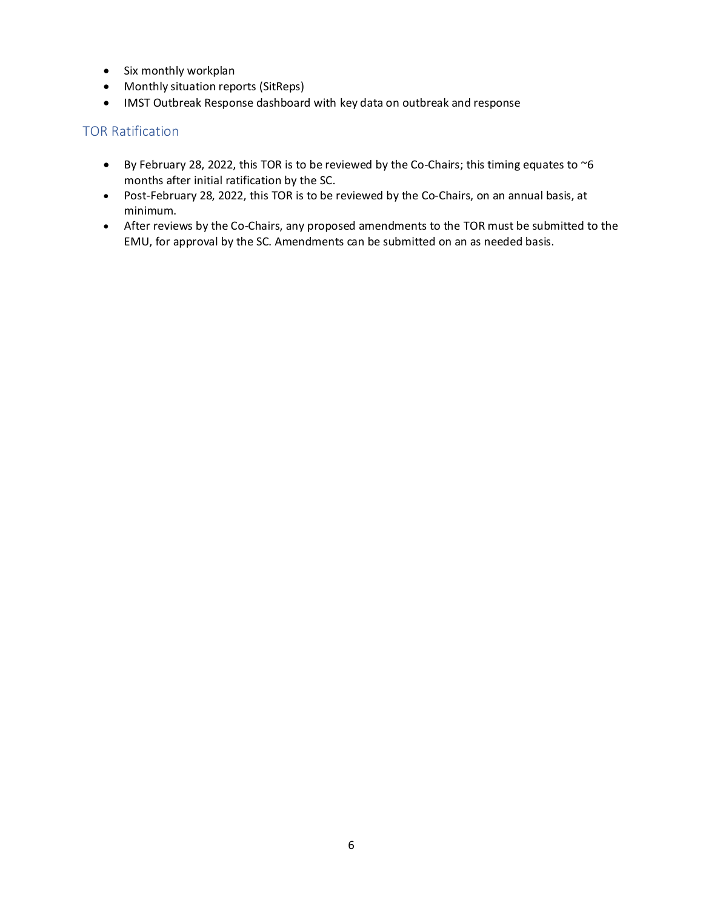- Six monthly workplan
- Monthly situation reports (SitReps)
- IMST Outbreak Response dashboard with key data on outbreak and response

## TOR Ratification

- By February 28, 2022, this TOR is to be reviewed by the Co-Chairs; this timing equates to ~6 months after initial ratification by the SC.
- Post-February 28, 2022, this TOR is to be reviewed by the Co-Chairs, on an annual basis, at minimum.
- After reviews by the Co-Chairs, any proposed amendments to the TOR must be submitted to the EMU, for approval by the SC. Amendments can be submitted on an as needed basis.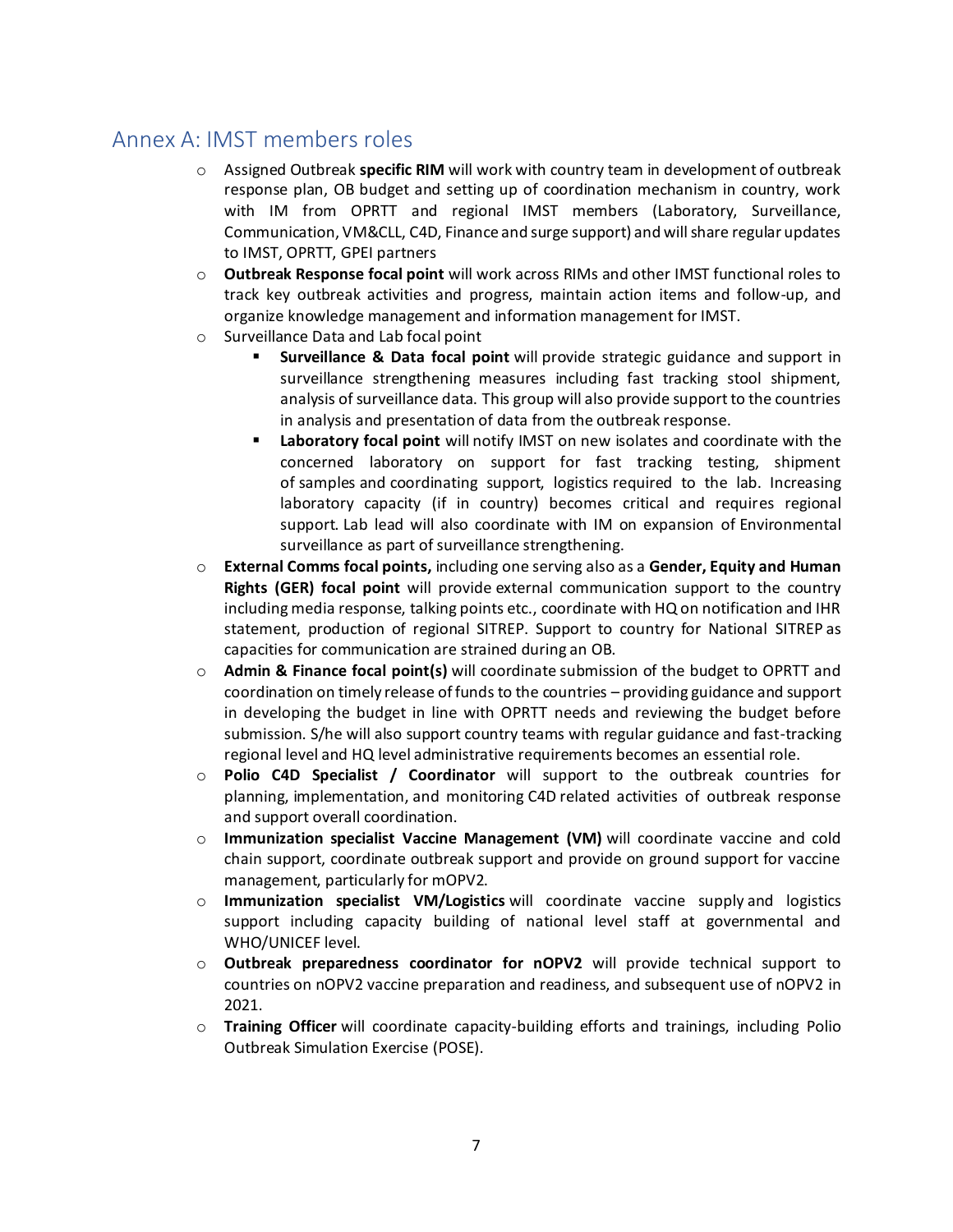## Annex A: IMST members roles

- Assigned Outbreak **specific RIM** will work with country team in development of outbreak response plan, OB budget and setting up of coordination mechanism in country, work with IM from OPRTT and regional IMST members (Laboratory, Surveillance, Communication, VM&CLL, C4D, Finance and surge support) and will share regular updates to IMST, OPRTT, GPEI partners
- **Outbreak Response focal point** will work across RIMs and other IMST functional roles to track key outbreak activities and progress, maintain action items and follow-up, and organize knowledge management and information management for IMST.
- Surveillance Data and Lab focal point
  - **Surveillance & Data focal point** will provide strategic guidance and support in surveillance strengthening measures including fast tracking stool shipment, analysis of surveillance data. This group will also provide support to the countries in analysis and presentation of data from the outbreak response.
  - **Laboratory focal point** will notify IMST on new isolates and coordinate with the concerned laboratory on support for fast tracking testing, shipment of samples and coordinating support, logistics required to the lab. Increasing laboratory capacity (if in country) becomes critical and requires regional support. Lab lead will also coordinate with IM on expansion of Environmental surveillance as part of surveillance strengthening.
- **External Comms focal points,** including one serving also as a **Gender, Equity and Human Rights (GER) focal point** will provide external communication support to the country including media response, talking points etc., coordinate with HQ on notification and IHR statement, production of regional SITREP. Support to country for National SITREP as capacities for communication are strained during an OB.
- **Admin & Finance focal point(s)** will coordinate submission of the budget to OPRTT and coordination on timely release of funds to the countries – providing guidance and support in developing the budget in line with OPRTT needs and reviewing the budget before submission. S/he will also support country teams with regular guidance and fast-tracking regional level and HQ level administrative requirements becomes an essential role.
- **Polio C4D Specialist / Coordinator** will support to the outbreak countries for planning, implementation, and monitoring C4D related activities of outbreak response and support overall coordination.
- **Immunization specialist Vaccine Management (VM)** will coordinate vaccine and cold chain support, coordinate outbreak support and provide on ground support for vaccine management, particularly for mOPV2.
- **Immunization specialist VM/Logistics** will coordinate vaccine supply and logistics support including capacity building of national level staff at governmental and WHO/UNICEF level.
- **Outbreak preparedness coordinator for nOPV2** will provide technical support to countries on nOPV2 vaccine preparation and readiness, and subsequent use of nOPV2 in 2021.
- **Training Officer** will coordinate capacity-building efforts and trainings, including Polio Outbreak Simulation Exercise (POSE).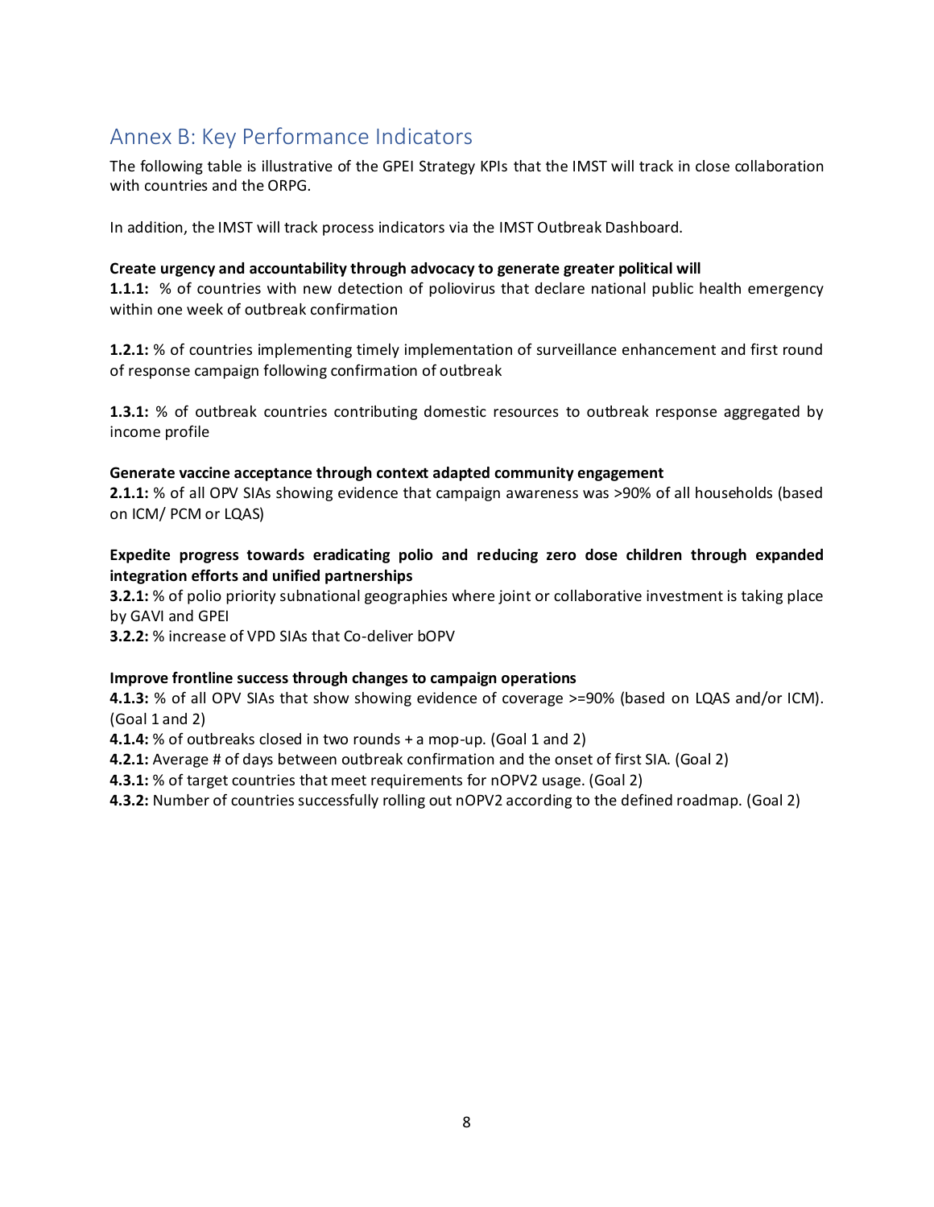## Annex B: Key Performance Indicators

The following table is illustrative of the GPEI Strategy KPIs that the IMST will track in close collaboration with countries and the ORPG.

In addition, the IMST will track process indicators via the IMST Outbreak Dashboard.

**Create urgency and accountability through advocacy to generate greater political will**
**1.1.1:** % of countries with new detection of poliovirus that declare national public health emergency within one week of outbreak confirmation

**1.2.1:** % of countries implementing timely implementation of surveillance enhancement and first round of response campaign following confirmation of outbreak

**1.3.1:** % of outbreak countries contributing domestic resources to outbreak response aggregated by income profile

**Generate vaccine acceptance through context adapted community engagement**
**2.1.1:** % of all OPV SIAs showing evidence that campaign awareness was >90% of all households (based on ICM/ PCM or LQAS)

**Expedite progress towards eradicating polio and reducing zero dose children through expanded integration efforts and unified partnerships**
**3.2.1:** % of polio priority subnational geographies where joint or collaborative investment is taking place by GAVI and GPEI
**3.2.2:** % increase of VPD SIAs that Co-deliver bOPV

**Improve frontline success through changes to campaign operations**
**4.1.3:** % of all OPV SIAs that show showing evidence of coverage >=90% (based on LQAS and/or ICM). (Goal 1 and 2)
**4.1.4:** % of outbreaks closed in two rounds + a mop-up. (Goal 1 and 2)
**4.2.1:** Average # of days between outbreak confirmation and the onset of first SIA. (Goal 2)
**4.3.1:** % of target countries that meet requirements for nOPV2 usage. (Goal 2)
**4.3.2:** Number of countries successfully rolling out nOPV2 according to the defined roadmap. (Goal 2)